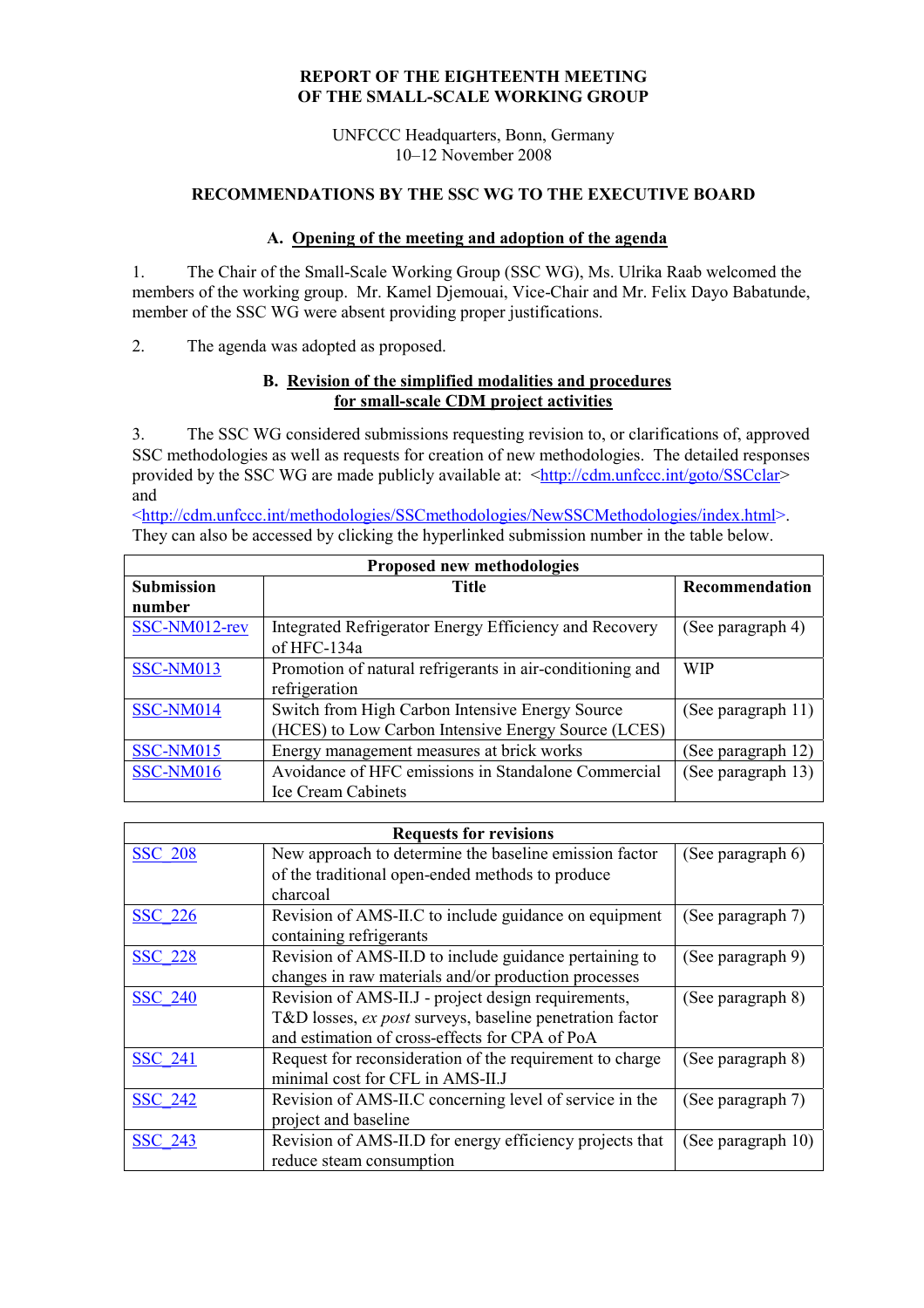# REPORT OF THE EIGHTEENTH MEETING OF THE SMALL-SCALE WORKING GROUP

UNFCCC Headquarters, Bonn, Germany
10–12 November 2008

## RECOMMENDATIONS BY THE SSC WG TO THE EXECUTIVE BOARD

### A. Opening of the meeting and adoption of the agenda

1. The Chair of the Small-Scale Working Group (SSC WG), Ms. Ulrika Raab welcomed the members of the working group. Mr. Kamel Djemouai, Vice-Chair and Mr. Felix Dayo Babatunde, member of the SSC WG were absent providing proper justifications.

2. The agenda was adopted as proposed.

### B. Revision of the simplified modalities and procedures for small-scale CDM project activities

3. The SSC WG considered submissions requesting revision to, or clarifications of, approved SSC methodologies as well as requests for creation of new methodologies. The detailed responses provided by the SSC WG are made publicly available at: <http://cdm.unfccc.int/goto/SSCclar> and <http://cdm.unfccc.int/methodologies/SSCmethodologies/NewSSCMethodologies/index.html>. They can also be accessed by clicking the hyperlinked submission number in the table below.

| Proposed new methodologies | | |
|---|---|---|
| **Submission number** | **Title** | **Recommendation** |
| SSC-NM012-rev | Integrated Refrigerator Energy Efficiency and Recovery of HFC-134a | (See paragraph 4) |
| SSC-NM013 | Promotion of natural refrigerants in air-conditioning and refrigeration | WIP |
| SSC-NM014 | Switch from High Carbon Intensive Energy Source (HCES) to Low Carbon Intensive Energy Source (LCES) | (See paragraph 11) |
| SSC-NM015 | Energy management measures at brick works | (See paragraph 12) |
| SSC-NM016 | Avoidance of HFC emissions in Standalone Commercial Ice Cream Cabinets | (See paragraph 13) |

| Requests for revisions | | |
|---|---|---|
| SSC_208 | New approach to determine the baseline emission factor of the traditional open-ended methods to produce charcoal | (See paragraph 6) |
| SSC_226 | Revision of AMS-II.C to include guidance on equipment containing refrigerants | (See paragraph 7) |
| SSC_228 | Revision of AMS-II.D to include guidance pertaining to changes in raw materials and/or production processes | (See paragraph 9) |
| SSC_240 | Revision of AMS-II.J - project design requirements, T&D losses, *ex post* surveys, baseline penetration factor and estimation of cross-effects for CPA of PoA | (See paragraph 8) |
| SSC_241 | Request for reconsideration of the requirement to charge minimal cost for CFL in AMS-II.J | (See paragraph 8) |
| SSC_242 | Revision of AMS-II.C concerning level of service in the project and baseline | (See paragraph 7) |
| SSC_243 | Revision of AMS-II.D for energy efficiency projects that reduce steam consumption | (See paragraph 10) |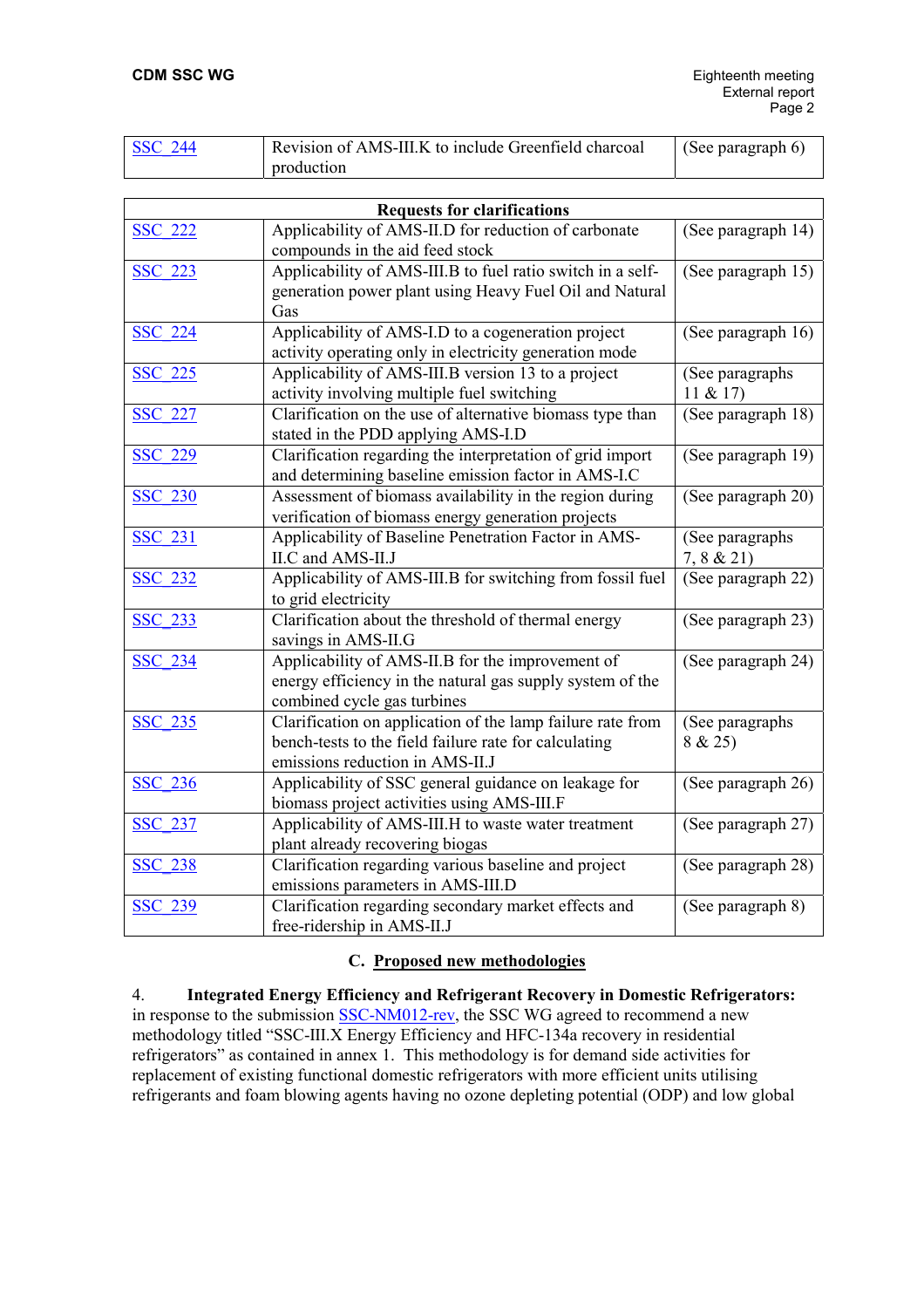| | | |
|---|---|---|
| SSC_244 | Revision of AMS-III.K to include Greenfield charcoal production | (See paragraph 6) |

| Requests for clarifications | | |
|---|---|---|
| SSC_222 | Applicability of AMS-II.D for reduction of carbonate compounds in the aid feed stock | (See paragraph 14) |
| SSC_223 | Applicability of AMS-III.B to fuel ratio switch in a self-generation power plant using Heavy Fuel Oil and Natural Gas | (See paragraph 15) |
| SSC_224 | Applicability of AMS-I.D to a cogeneration project activity operating only in electricity generation mode | (See paragraph 16) |
| SSC_225 | Applicability of AMS-III.B version 13 to a project activity involving multiple fuel switching | (See paragraphs 11 & 17) |
| SSC_227 | Clarification on the use of alternative biomass type than stated in the PDD applying AMS-I.D | (See paragraph 18) |
| SSC_229 | Clarification regarding the interpretation of grid import and determining baseline emission factor in AMS-I.C | (See paragraph 19) |
| SSC_230 | Assessment of biomass availability in the region during verification of biomass energy generation projects | (See paragraph 20) |
| SSC_231 | Applicability of Baseline Penetration Factor in AMS-II.C and AMS-II.J | (See paragraphs 7, 8 & 21) |
| SSC_232 | Applicability of AMS-III.B for switching from fossil fuel to grid electricity | (See paragraph 22) |
| SSC_233 | Clarification about the threshold of thermal energy savings in AMS-II.G | (See paragraph 23) |
| SSC_234 | Applicability of AMS-II.B for the improvement of energy efficiency in the natural gas supply system of the combined cycle gas turbines | (See paragraph 24) |
| SSC_235 | Clarification on application of the lamp failure rate from bench-tests to the field failure rate for calculating emissions reduction in AMS-II.J | (See paragraphs 8 & 25) |
| SSC_236 | Applicability of SSC general guidance on leakage for biomass project activities using AMS-III.F | (See paragraph 26) |
| SSC_237 | Applicability of AMS-III.H to waste water treatment plant already recovering biogas | (See paragraph 27) |
| SSC_238 | Clarification regarding various baseline and project emissions parameters in AMS-III.D | (See paragraph 28) |
| SSC_239 | Clarification regarding secondary market effects and free-ridership in AMS-II.J | (See paragraph 8) |

## C. Proposed new methodologies

4. **Integrated Energy Efficiency and Refrigerant Recovery in Domestic Refrigerators:** in response to the submission SSC-NM012-rev, the SSC WG agreed to recommend a new methodology titled "SSC-III.X Energy Efficiency and HFC-134a recovery in residential refrigerators" as contained in annex 1. This methodology is for demand side activities for replacement of existing functional domestic refrigerators with more efficient units utilising refrigerants and foam blowing agents having no ozone depleting potential (ODP) and low global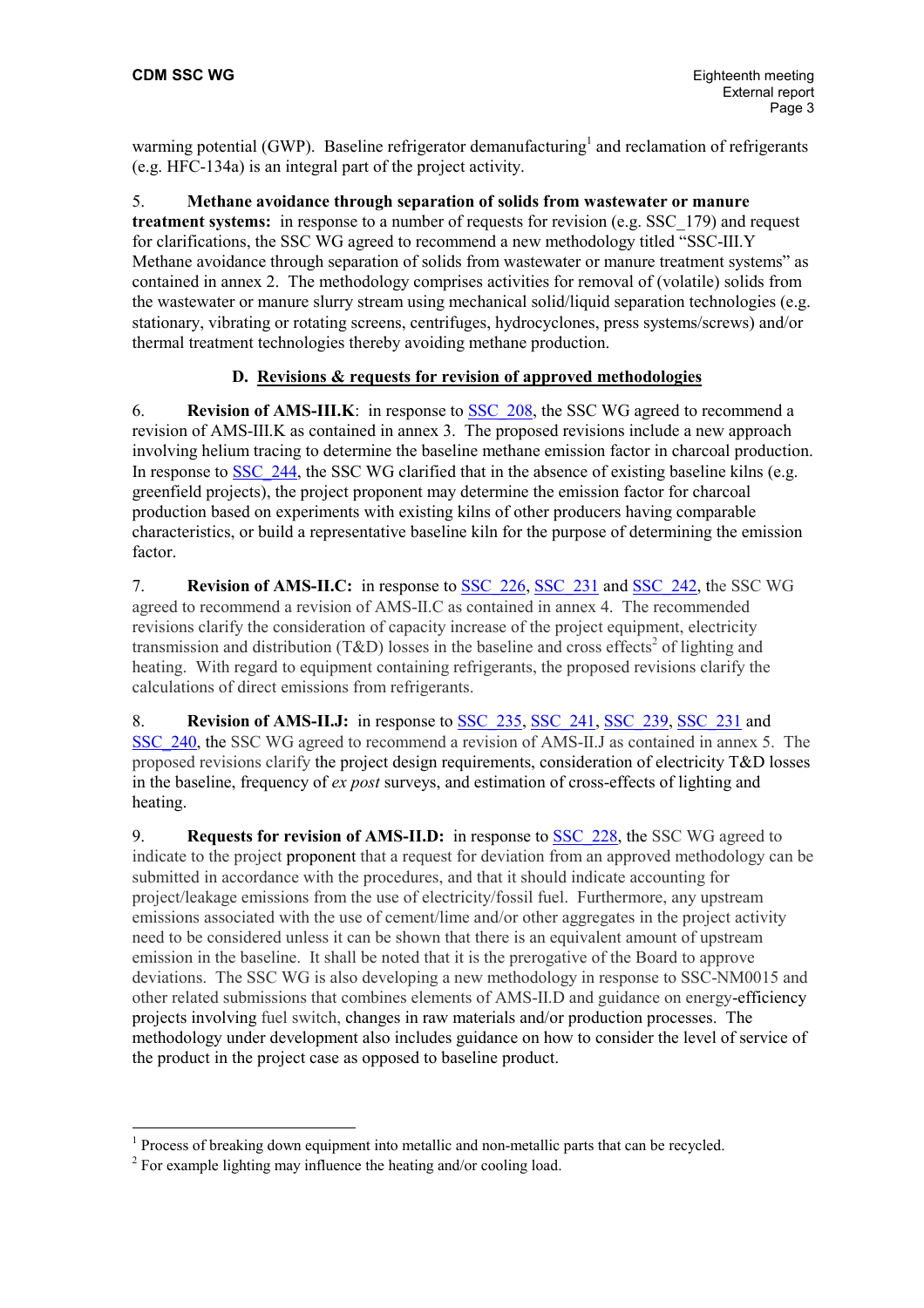warming potential (GWP). Baseline refrigerator demanufacturing[1] and reclamation of refrigerants (e.g. HFC-134a) is an integral part of the project activity.

5. **Methane avoidance through separation of solids from wastewater or manure treatment systems:** in response to a number of requests for revision (e.g. SSC_179) and request for clarifications, the SSC WG agreed to recommend a new methodology titled "SSC-III.Y Methane avoidance through separation of solids from wastewater or manure treatment systems" as contained in annex 2. The methodology comprises activities for removal of (volatile) solids from the wastewater or manure slurry stream using mechanical solid/liquid separation technologies (e.g. stationary, vibrating or rotating screens, centrifuges, hydrocyclones, press systems/screws) and/or thermal treatment technologies thereby avoiding methane production.

## D. Revisions & requests for revision of approved methodologies

6. **Revision of AMS-III.K**: in response to SSC_208, the SSC WG agreed to recommend a revision of AMS-III.K as contained in annex 3. The proposed revisions include a new approach involving helium tracing to determine the baseline methane emission factor in charcoal production. In response to SSC_244, the SSC WG clarified that in the absence of existing baseline kilns (e.g. greenfield projects), the project proponent may determine the emission factor for charcoal production based on experiments with existing kilns of other producers having comparable characteristics, or build a representative baseline kiln for the purpose of determining the emission factor.

7. **Revision of AMS-II.C:** in response to SSC_226, SSC_231 and SSC_242, the SSC WG agreed to recommend a revision of AMS-II.C as contained in annex 4. The recommended revisions clarify the consideration of capacity increase of the project equipment, electricity transmission and distribution (T&D) losses in the baseline and cross effects[2] of lighting and heating. With regard to equipment containing refrigerants, the proposed revisions clarify the calculations of direct emissions from refrigerants.

8. **Revision of AMS-II.J:** in response to SSC_235, SSC_241, SSC_239, SSC_231 and SSC_240, the SSC WG agreed to recommend a revision of AMS-II.J as contained in annex 5. The proposed revisions clarify the project design requirements, consideration of electricity T&D losses in the baseline, frequency of *ex post* surveys, and estimation of cross-effects of lighting and heating.

9. **Requests for revision of AMS-II.D:** in response to SSC_228, the SSC WG agreed to indicate to the project proponent that a request for deviation from an approved methodology can be submitted in accordance with the procedures, and that it should indicate accounting for project/leakage emissions from the use of electricity/fossil fuel. Furthermore, any upstream emissions associated with the use of cement/lime and/or other aggregates in the project activity need to be considered unless it can be shown that there is an equivalent amount of upstream emission in the baseline. It shall be noted that it is the prerogative of the Board to approve deviations. The SSC WG is also developing a new methodology in response to SSC-NM0015 and other related submissions that combines elements of AMS-II.D and guidance on energy-efficiency projects involving fuel switch, changes in raw materials and/or production processes. The methodology under development also includes guidance on how to consider the level of service of the product in the project case as opposed to baseline product.

---

[1] Process of breaking down equipment into metallic and non-metallic parts that can be recycled.

[2] For example lighting may influence the heating and/or cooling load.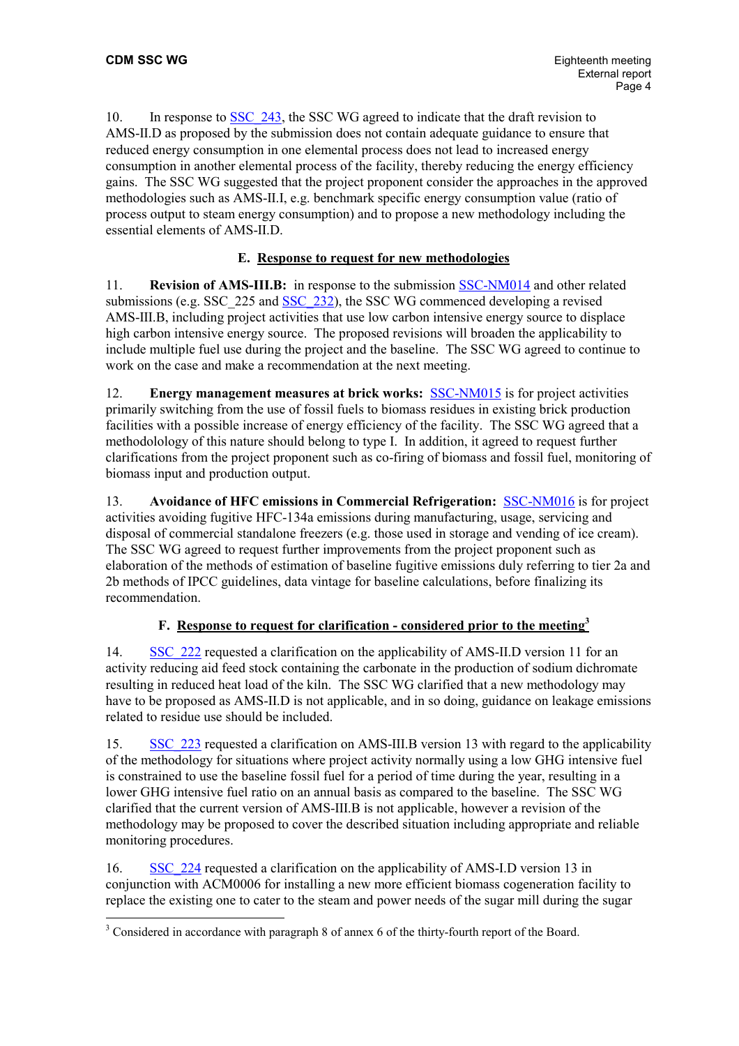10. In response to SSC_243, the SSC WG agreed to indicate that the draft revision to AMS-II.D as proposed by the submission does not contain adequate guidance to ensure that reduced energy consumption in one elemental process does not lead to increased energy consumption in another elemental process of the facility, thereby reducing the energy efficiency gains. The SSC WG suggested that the project proponent consider the approaches in the approved methodologies such as AMS-II.I, e.g. benchmark specific energy consumption value (ratio of process output to steam energy consumption) and to propose a new methodology including the essential elements of AMS-II.D.

## E. Response to request for new methodologies

11. **Revision of AMS-III.B:** in response to the submission SSC-NM014 and other related submissions (e.g. SSC_225 and SSC_232), the SSC WG commenced developing a revised AMS-III.B, including project activities that use low carbon intensive energy source to displace high carbon intensive energy source. The proposed revisions will broaden the applicability to include multiple fuel use during the project and the baseline. The SSC WG agreed to continue to work on the case and make a recommendation at the next meeting.

12. **Energy management measures at brick works:** SSC-NM015 is for project activities primarily switching from the use of fossil fuels to biomass residues in existing brick production facilities with a possible increase of energy efficiency of the facility. The SSC WG agreed that a methodolology of this nature should belong to type I. In addition, it agreed to request further clarifications from the project proponent such as co-firing of biomass and fossil fuel, monitoring of biomass input and production output.

13. **Avoidance of HFC emissions in Commercial Refrigeration:** SSC-NM016 is for project activities avoiding fugitive HFC-134a emissions during manufacturing, usage, servicing and disposal of commercial standalone freezers (e.g. those used in storage and vending of ice cream). The SSC WG agreed to request further improvements from the project proponent such as elaboration of the methods of estimation of baseline fugitive emissions duly referring to tier 2a and 2b methods of IPCC guidelines, data vintage for baseline calculations, before finalizing its recommendation.

## F. Response to request for clarification - considered prior to the meeting[3]

14. SSC_222 requested a clarification on the applicability of AMS-II.D version 11 for an activity reducing aid feed stock containing the carbonate in the production of sodium dichromate resulting in reduced heat load of the kiln. The SSC WG clarified that a new methodology may have to be proposed as AMS-II.D is not applicable, and in so doing, guidance on leakage emissions related to residue use should be included.

15. SSC_223 requested a clarification on AMS-III.B version 13 with regard to the applicability of the methodology for situations where project activity normally using a low GHG intensive fuel is constrained to use the baseline fossil fuel for a period of time during the year, resulting in a lower GHG intensive fuel ratio on an annual basis as compared to the baseline. The SSC WG clarified that the current version of AMS-III.B is not applicable, however a revision of the methodology may be proposed to cover the described situation including appropriate and reliable monitoring procedures.

16. SSC_224 requested a clarification on the applicability of AMS-I.D version 13 in conjunction with ACM0006 for installing a new more efficient biomass cogeneration facility to replace the existing one to cater to the steam and power needs of the sugar mill during the sugar

[3] Considered in accordance with paragraph 8 of annex 6 of the thirty-fourth report of the Board.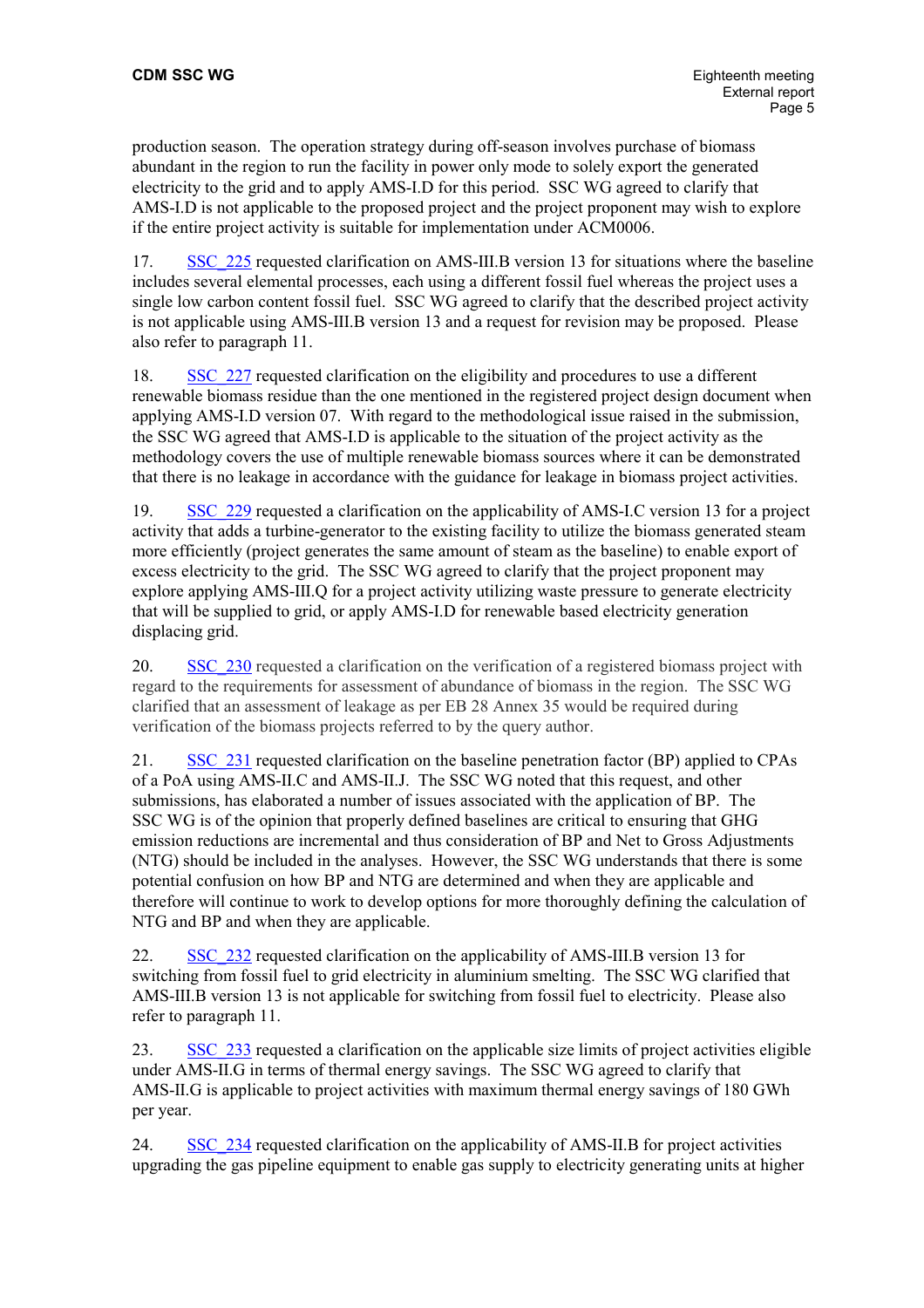production season. The operation strategy during off-season involves purchase of biomass abundant in the region to run the facility in power only mode to solely export the generated electricity to the grid and to apply AMS-I.D for this period. SSC WG agreed to clarify that AMS-I.D is not applicable to the proposed project and the project proponent may wish to explore if the entire project activity is suitable for implementation under ACM0006.

17. SSC_225 requested clarification on AMS-III.B version 13 for situations where the baseline includes several elemental processes, each using a different fossil fuel whereas the project uses a single low carbon content fossil fuel. SSC WG agreed to clarify that the described project activity is not applicable using AMS-III.B version 13 and a request for revision may be proposed. Please also refer to paragraph 11.

18. SSC_227 requested clarification on the eligibility and procedures to use a different renewable biomass residue than the one mentioned in the registered project design document when applying AMS-I.D version 07. With regard to the methodological issue raised in the submission, the SSC WG agreed that AMS-I.D is applicable to the situation of the project activity as the methodology covers the use of multiple renewable biomass sources where it can be demonstrated that there is no leakage in accordance with the guidance for leakage in biomass project activities.

19. SSC_229 requested a clarification on the applicability of AMS-I.C version 13 for a project activity that adds a turbine-generator to the existing facility to utilize the biomass generated steam more efficiently (project generates the same amount of steam as the baseline) to enable export of excess electricity to the grid. The SSC WG agreed to clarify that the project proponent may explore applying AMS-III.Q for a project activity utilizing waste pressure to generate electricity that will be supplied to grid, or apply AMS-I.D for renewable based electricity generation displacing grid.

20. SSC_230 requested a clarification on the verification of a registered biomass project with regard to the requirements for assessment of abundance of biomass in the region. The SSC WG clarified that an assessment of leakage as per EB 28 Annex 35 would be required during verification of the biomass projects referred to by the query author.

21. SSC_231 requested clarification on the baseline penetration factor (BP) applied to CPAs of a PoA using AMS-II.C and AMS-II.J. The SSC WG noted that this request, and other submissions, has elaborated a number of issues associated with the application of BP. The SSC WG is of the opinion that properly defined baselines are critical to ensuring that GHG emission reductions are incremental and thus consideration of BP and Net to Gross Adjustments (NTG) should be included in the analyses. However, the SSC WG understands that there is some potential confusion on how BP and NTG are determined and when they are applicable and therefore will continue to work to develop options for more thoroughly defining the calculation of NTG and BP and when they are applicable.

22. SSC_232 requested clarification on the applicability of AMS-III.B version 13 for switching from fossil fuel to grid electricity in aluminium smelting. The SSC WG clarified that AMS-III.B version 13 is not applicable for switching from fossil fuel to electricity. Please also refer to paragraph 11.

23. SSC_233 requested a clarification on the applicable size limits of project activities eligible under AMS-II.G in terms of thermal energy savings. The SSC WG agreed to clarify that AMS-II.G is applicable to project activities with maximum thermal energy savings of 180 GWh per year.

24. SSC_234 requested clarification on the applicability of AMS-II.B for project activities upgrading the gas pipeline equipment to enable gas supply to electricity generating units at higher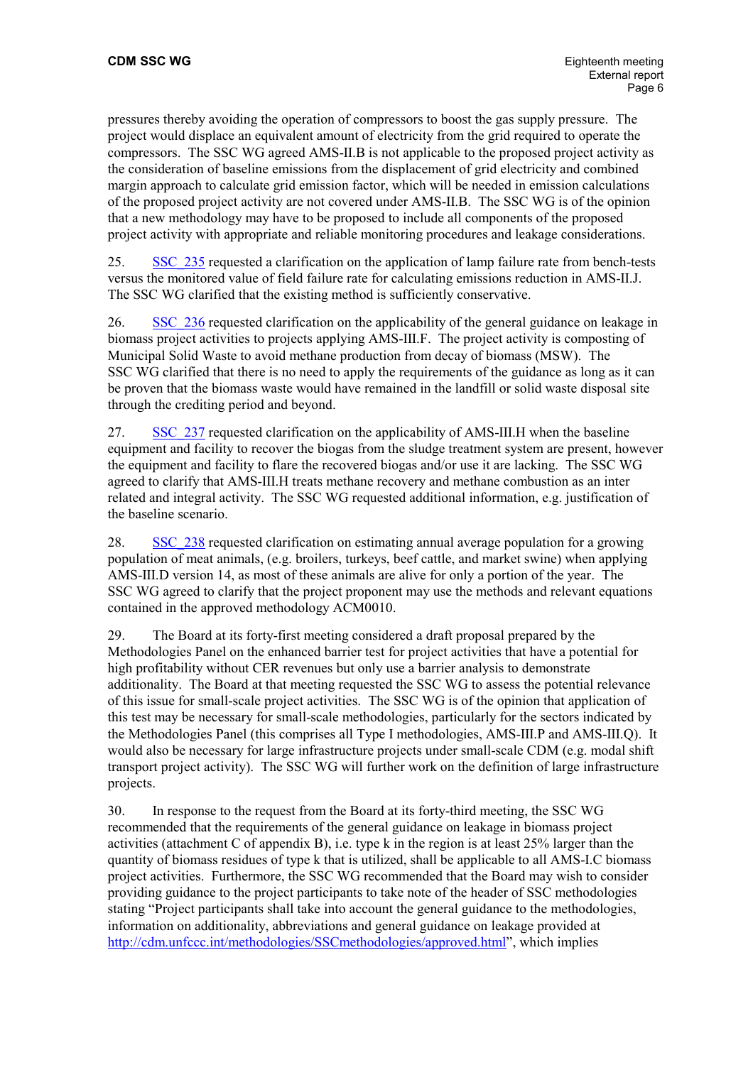pressures thereby avoiding the operation of compressors to boost the gas supply pressure. The project would displace an equivalent amount of electricity from the grid required to operate the compressors. The SSC WG agreed AMS-II.B is not applicable to the proposed project activity as the consideration of baseline emissions from the displacement of grid electricity and combined margin approach to calculate grid emission factor, which will be needed in emission calculations of the proposed project activity are not covered under AMS-II.B. The SSC WG is of the opinion that a new methodology may have to be proposed to include all components of the proposed project activity with appropriate and reliable monitoring procedures and leakage considerations.

25. [SSC_235](SSC_235) requested a clarification on the application of lamp failure rate from bench-tests versus the monitored value of field failure rate for calculating emissions reduction in AMS-II.J. The SSC WG clarified that the existing method is sufficiently conservative.

26. [SSC_236](SSC_236) requested clarification on the applicability of the general guidance on leakage in biomass project activities to projects applying AMS-III.F. The project activity is composting of Municipal Solid Waste to avoid methane production from decay of biomass (MSW). The SSC WG clarified that there is no need to apply the requirements of the guidance as long as it can be proven that the biomass waste would have remained in the landfill or solid waste disposal site through the crediting period and beyond.

27. [SSC_237](SSC_237) requested clarification on the applicability of AMS-III.H when the baseline equipment and facility to recover the biogas from the sludge treatment system are present, however the equipment and facility to flare the recovered biogas and/or use it are lacking. The SSC WG agreed to clarify that AMS-III.H treats methane recovery and methane combustion as an inter related and integral activity. The SSC WG requested additional information, e.g. justification of the baseline scenario.

28. [SSC_238](SSC_238) requested clarification on estimating annual average population for a growing population of meat animals, (e.g. broilers, turkeys, beef cattle, and market swine) when applying AMS-III.D version 14, as most of these animals are alive for only a portion of the year. The SSC WG agreed to clarify that the project proponent may use the methods and relevant equations contained in the approved methodology ACM0010.

29. The Board at its forty-first meeting considered a draft proposal prepared by the Methodologies Panel on the enhanced barrier test for project activities that have a potential for high profitability without CER revenues but only use a barrier analysis to demonstrate additionality. The Board at that meeting requested the SSC WG to assess the potential relevance of this issue for small-scale project activities. The SSC WG is of the opinion that application of this test may be necessary for small-scale methodologies, particularly for the sectors indicated by the Methodologies Panel (this comprises all Type I methodologies, AMS-III.P and AMS-III.Q). It would also be necessary for large infrastructure projects under small-scale CDM (e.g. modal shift transport project activity). The SSC WG will further work on the definition of large infrastructure projects.

30. In response to the request from the Board at its forty-third meeting, the SSC WG recommended that the requirements of the general guidance on leakage in biomass project activities (attachment C of appendix B), i.e. type k in the region is at least 25% larger than the quantity of biomass residues of type k that is utilized, shall be applicable to all AMS-I.C biomass project activities. Furthermore, the SSC WG recommended that the Board may wish to consider providing guidance to the project participants to take note of the header of SSC methodologies stating "Project participants shall take into account the general guidance to the methodologies, information on additionality, abbreviations and general guidance on leakage provided at [http://cdm.unfccc.int/methodologies/SSCmethodologies/approved.html](http://cdm.unfccc.int/methodologies/SSCmethodologies/approved.html)", which implies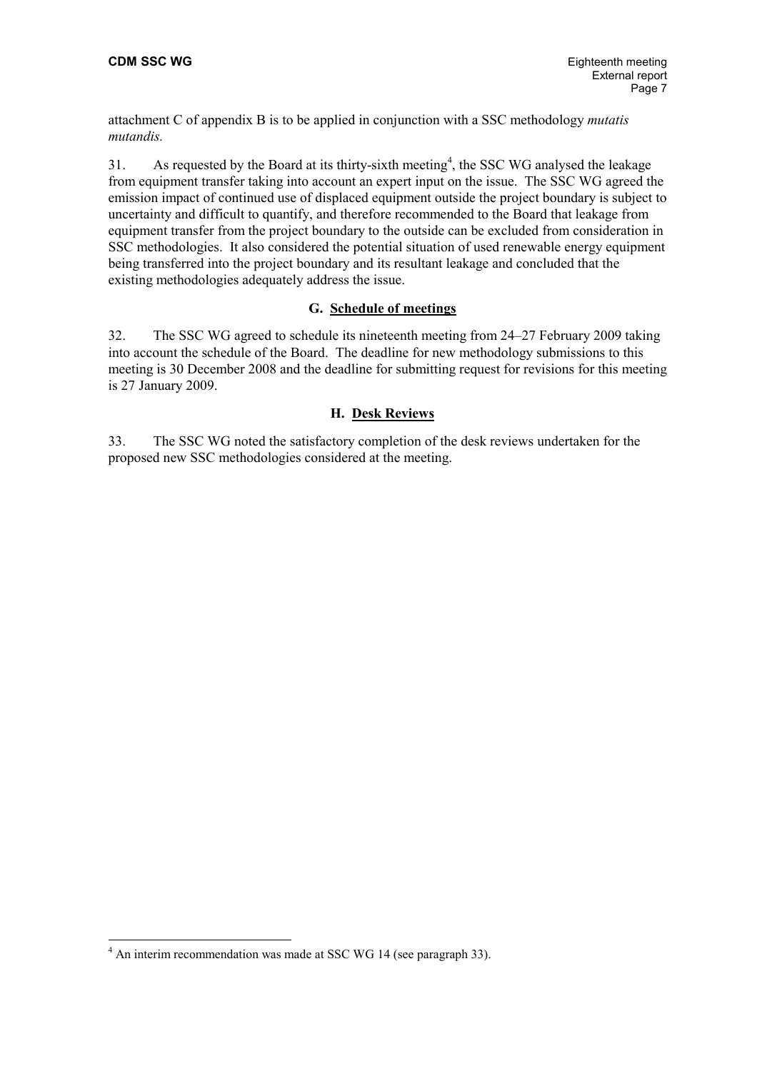attachment C of appendix B is to be applied in conjunction with a SSC methodology *mutatis mutandis.*

31. As requested by the Board at its thirty-sixth meeting[4], the SSC WG analysed the leakage from equipment transfer taking into account an expert input on the issue. The SSC WG agreed the emission impact of continued use of displaced equipment outside the project boundary is subject to uncertainty and difficult to quantify, and therefore recommended to the Board that leakage from equipment transfer from the project boundary to the outside can be excluded from consideration in SSC methodologies. It also considered the potential situation of used renewable energy equipment being transferred into the project boundary and its resultant leakage and concluded that the existing methodologies adequately address the issue.

## G. Schedule of meetings

32. The SSC WG agreed to schedule its nineteenth meeting from 24–27 February 2009 taking into account the schedule of the Board. The deadline for new methodology submissions to this meeting is 30 December 2008 and the deadline for submitting request for revisions for this meeting is 27 January 2009.

## H. Desk Reviews

33. The SSC WG noted the satisfactory completion of the desk reviews undertaken for the proposed new SSC methodologies considered at the meeting.

[4] An interim recommendation was made at SSC WG 14 (see paragraph 33).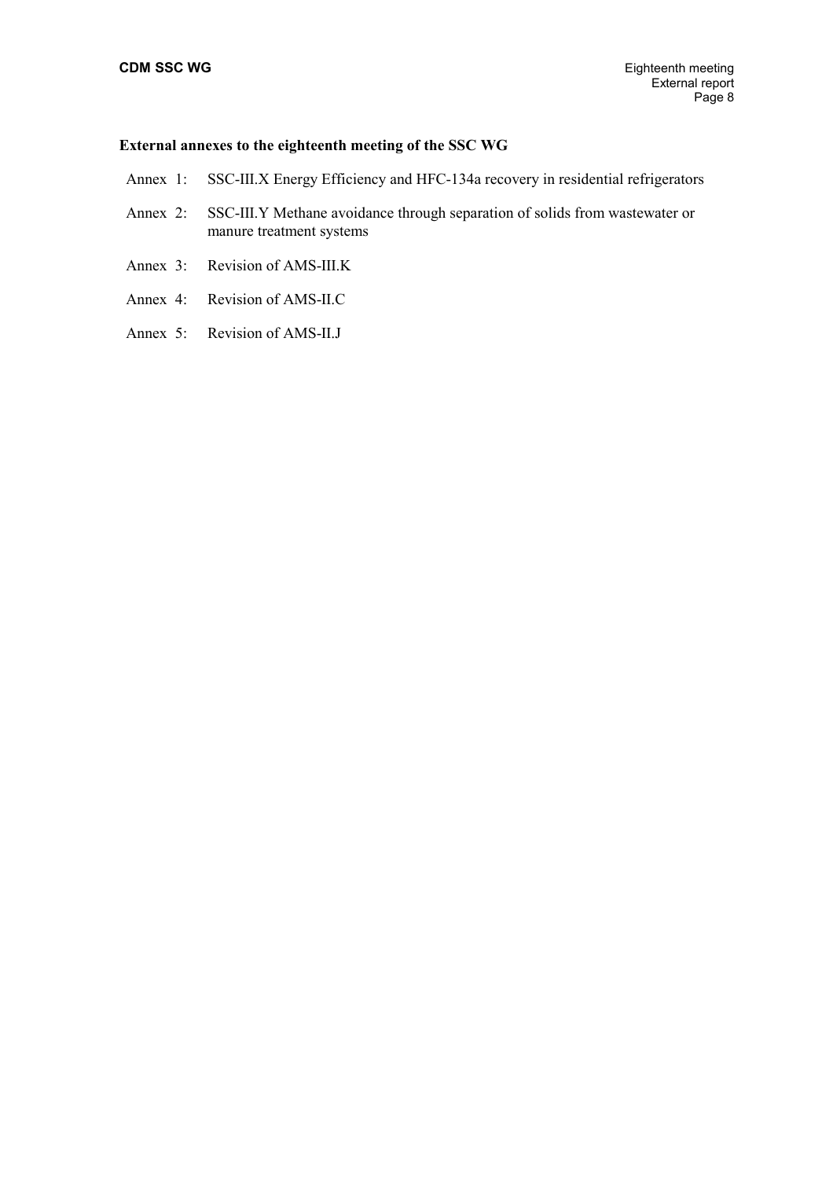### External annexes to the eighteenth meeting of the SSC WG

Annex 1: SSC-III.X Energy Efficiency and HFC-134a recovery in residential refrigerators

Annex 2: SSC-III.Y Methane avoidance through separation of solids from wastewater or manure treatment systems

Annex 3: Revision of AMS-III.K

Annex 4: Revision of AMS-II.C

Annex 5: Revision of AMS-II.J